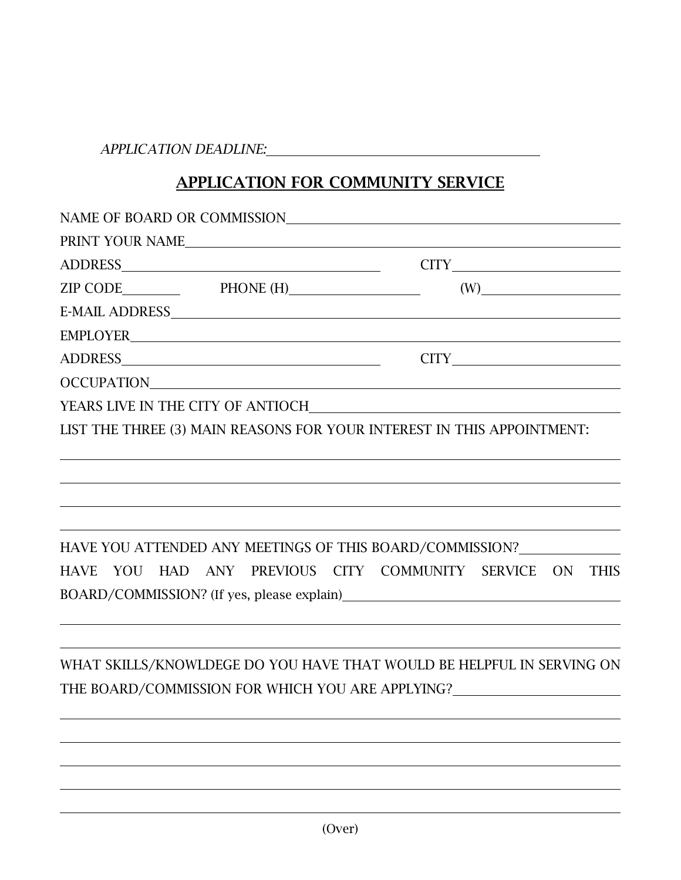*APPLICATION DEADLINE:* ______________________________

## APPLICATION FOR COMMUNITY SERVICE

NAME OF BOARD OR COMMISSION ______________________________

PRINT YOUR NAME ______________________________

ADDRESS ______________________________ CITY ______________________________

ZIP CODE __________ PHONE (H) ______________________________ (W) ______________________________

E-MAIL ADDRESS ______________________________

EMPLOYER ______________________________

ADDRESS ______________________________ CITY ______________________________

OCCUPATION ______________________________

YEARS LIVE IN THE CITY OF ANTIOCH ______________________________

LIST THE THREE (3) MAIN REASONS FOR YOUR INTEREST IN THIS APPOINTMENT:

______________________________

______________________________

______________________________

______________________________

HAVE YOU ATTENDED ANY MEETINGS OF THIS BOARD/COMMISSION? ______________

HAVE YOU HAD ANY PREVIOUS CITY COMMUNITY SERVICE ON THIS BOARD/COMMISSION? (If yes, please explain) ______________________________

______________________________

______________________________

WHAT SKILLS/KNOWLDEGE DO YOU HAVE THAT WOULD BE HELPFUL IN SERVING ON THE BOARD/COMMISSION FOR WHICH YOU ARE APPLYING? ______________________________

______________________________

______________________________

______________________________

______________________________

______________________________

(Over)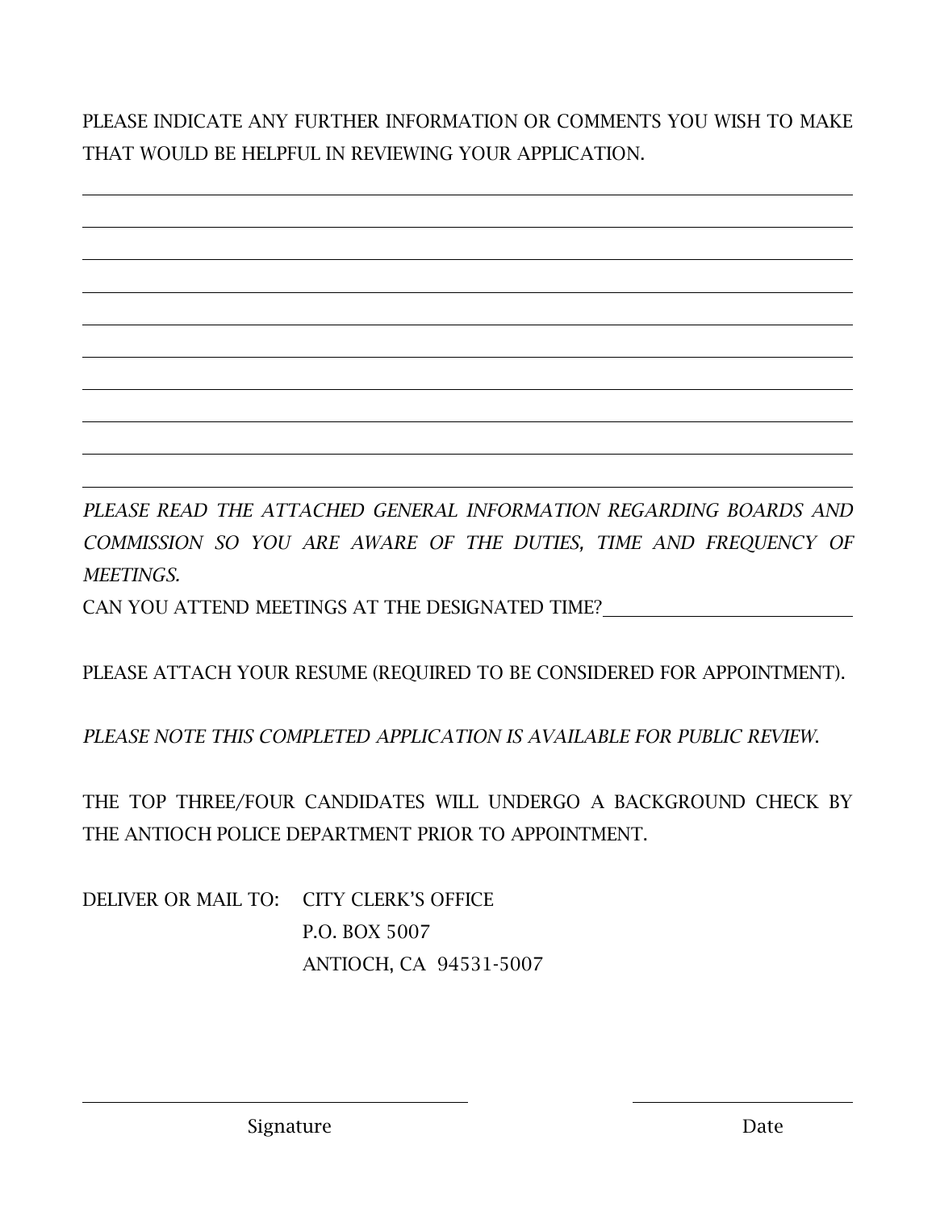PLEASE INDICATE ANY FURTHER INFORMATION OR COMMENTS YOU WISH TO MAKE THAT WOULD BE HELPFUL IN REVIEWING YOUR APPLICATION.

______________________________________________________________________

______________________________________________________________________

______________________________________________________________________

______________________________________________________________________

______________________________________________________________________

______________________________________________________________________

______________________________________________________________________

______________________________________________________________________

______________________________________________________________________

______________________________________________________________________

*PLEASE READ THE ATTACHED GENERAL INFORMATION REGARDING BOARDS AND COMMISSION SO YOU ARE AWARE OF THE DUTIES, TIME AND FREQUENCY OF MEETINGS.*

CAN YOU ATTEND MEETINGS AT THE DESIGNATED TIME? ____________________

PLEASE ATTACH YOUR RESUME (REQUIRED TO BE CONSIDERED FOR APPOINTMENT).

*PLEASE NOTE THIS COMPLETED APPLICATION IS AVAILABLE FOR PUBLIC REVIEW.*

THE TOP THREE/FOUR CANDIDATES WILL UNDERGO A BACKGROUND CHECK BY THE ANTIOCH POLICE DEPARTMENT PRIOR TO APPOINTMENT.

DELIVER OR MAIL TO: CITY CLERK'S OFFICE
P.O. BOX 5007
ANTIOCH, CA 94531-5007

________________________________ ____________________

Signature Date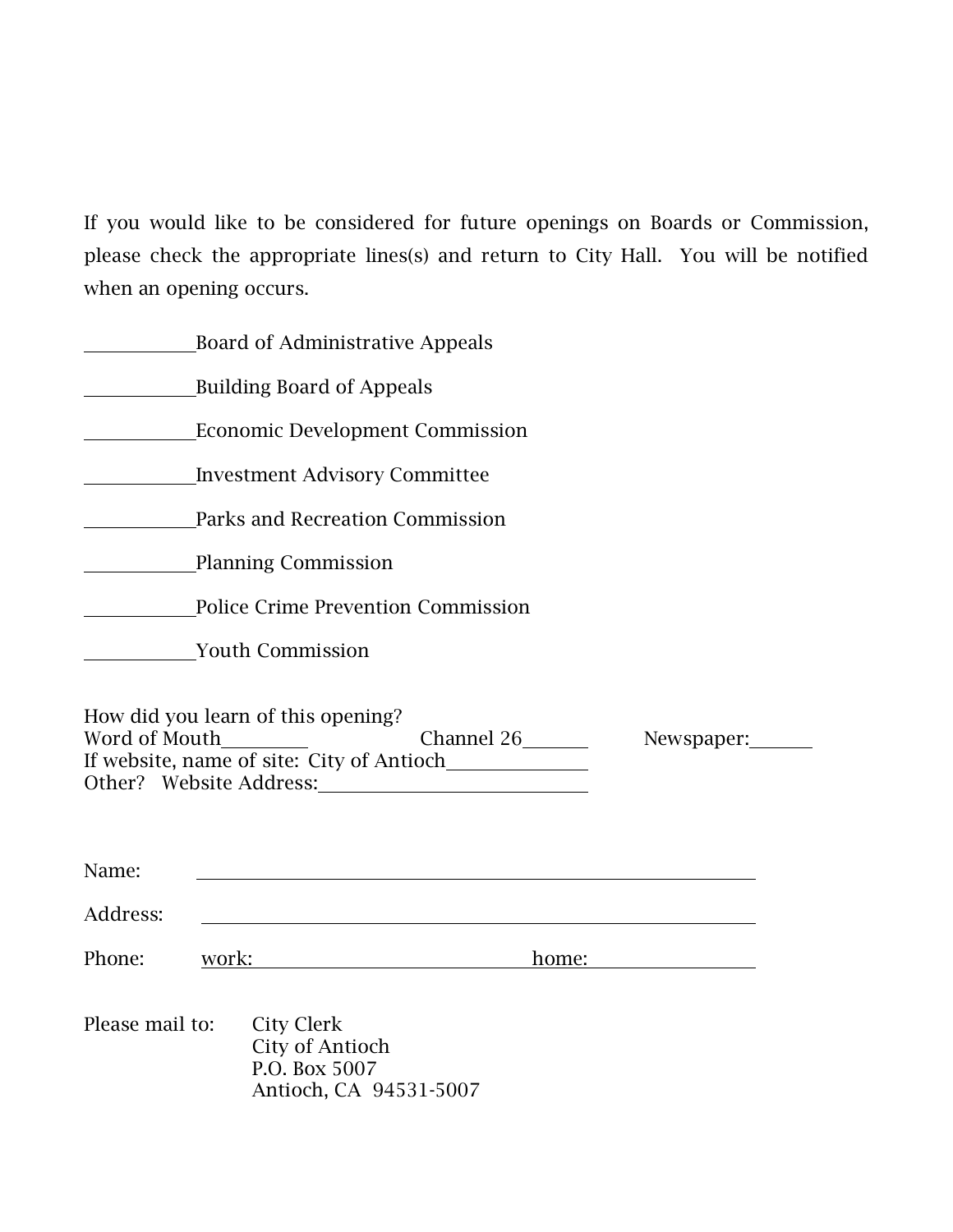If you would like to be considered for future openings on Boards or Commission, please check the appropriate lines(s) and return to City Hall. You will be notified when an opening occurs.

\_\_\_\_\_\_\_\_\_\_Board of Administrative Appeals

\_\_\_\_\_\_\_\_\_\_Building Board of Appeals

\_\_\_\_\_\_\_\_\_\_Economic Development Commission

\_\_\_\_\_\_\_\_\_\_Investment Advisory Committee

\_\_\_\_\_\_\_\_\_\_Parks and Recreation Commission

\_\_\_\_\_\_\_\_\_\_Planning Commission

\_\_\_\_\_\_\_\_\_\_Police Crime Prevention Commission

\_\_\_\_\_\_\_\_\_\_Youth Commission

How did you learn of this opening?
Word of Mouth\_\_\_\_\_\_\_\_ Channel 26\_\_\_\_\_\_ Newspaper:\_\_\_\_\_\_
If website, name of site: City of Antioch\_\_\_\_\_\_\_\_\_\_\_\_
Other? Website Address:\_\_\_\_\_\_\_\_\_\_\_\_\_\_\_\_\_\_\_\_\_\_\_\_

Name: \_\_\_\_\_\_\_\_\_\_\_\_\_\_\_\_\_\_\_\_\_\_\_\_\_\_\_\_\_\_\_\_\_\_\_\_\_\_\_\_\_\_\_\_

Address: \_\_\_\_\_\_\_\_\_\_\_\_\_\_\_\_\_\_\_\_\_\_\_\_\_\_\_\_\_\_\_\_\_\_\_\_\_\_\_\_\_\_\_\_

Phone: work:\_\_\_\_\_\_\_\_\_\_\_\_\_\_\_\_\_\_\_\_\_\_\_\_ home:\_\_\_\_\_\_\_\_\_\_\_\_\_\_

Please mail to: City Clerk
City of Antioch
P.O. Box 5007
Antioch, CA 94531-5007